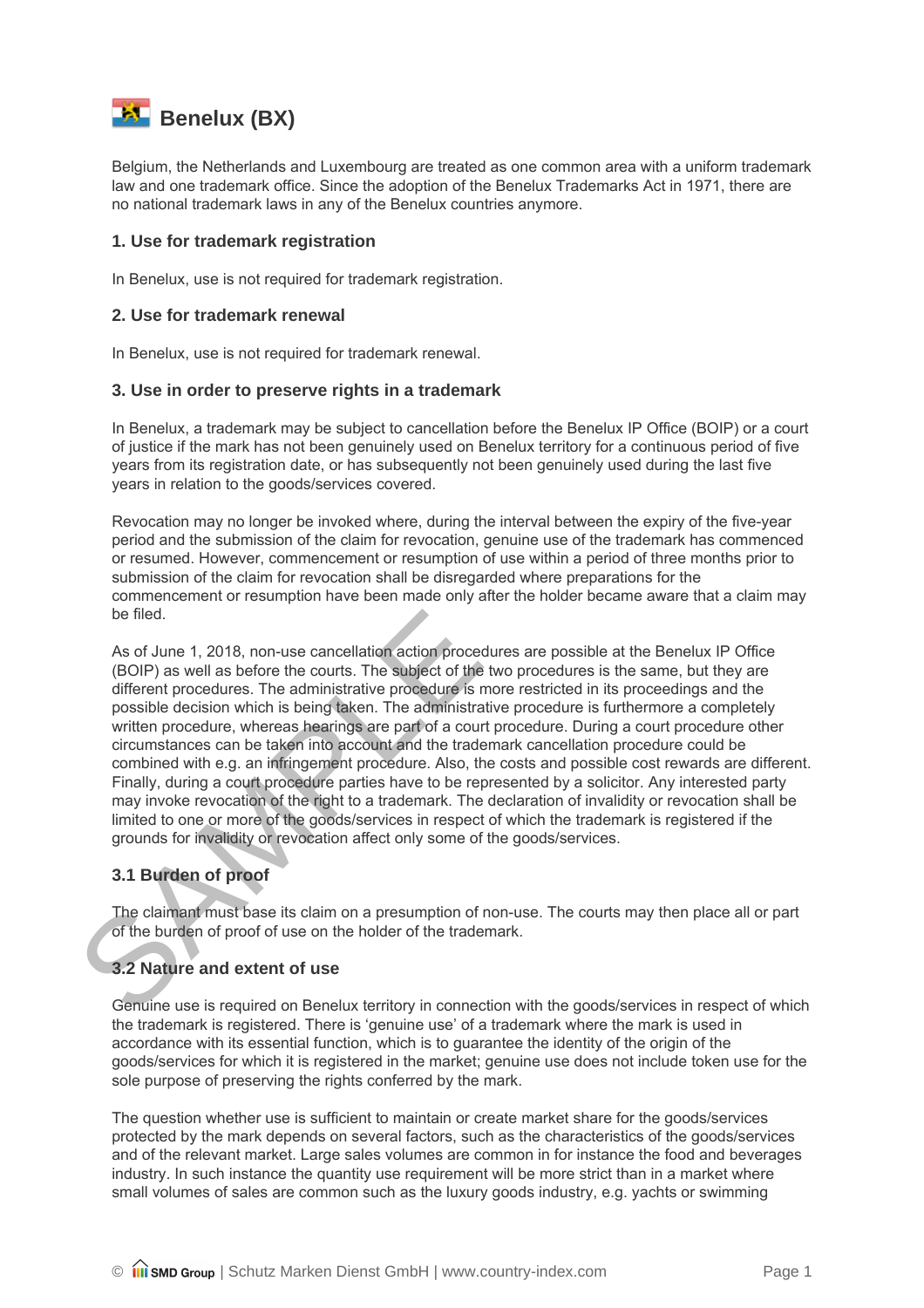# Benelux (BX)

Belgium, the Netherlands and Luxembourg are treated as one common area with a uniform trademark law and one trademark office. Since the adoption of the Benelux Trademarks Act in 1971, there are no national trademark laws in any of the Benelux countries anymore.

## 1. Use for trademark registration

In Benelux, use is not required for trademark registration.

## 2. Use for trademark renewal

In Benelux, use is not required for trademark renewal.

## 3. Use in order to preserve rights in a trademark

In Benelux, a trademark may be subject to cancellation before the Benelux IP Office (BOIP) or a court of justice if the mark has not been genuinely used on Benelux territory for a continuous period of five years from its registration date, or has subsequently not been genuinely used during the last five years in relation to the goods/services covered.

Revocation may no longer be invoked where, during the interval between the expiry of the five-year period and the submission of the claim for revocation, genuine use of the trademark has commenced or resumed. However, commencement or resumption of use within a period of three months prior to submission of the claim for revocation shall be disregarded where preparations for the commencement or resumption have been made only after the holder became aware that a claim may be filed.

As of June 1, 2018, non-use cancellation action procedures are possible at the Benelux IP Office (BOIP) as well as before the courts. The subject of the two procedures is the same, but they are different procedures. The administrative procedure is more restricted in its proceedings and the possible decision which is being taken. The administrative procedure is furthermore a completely written procedure, whereas hearings are part of a court procedure. During a court procedure other circumstances can be taken into account and the trademark cancellation procedure could be combined with e.g. an infringement procedure. Also, the costs and possible cost rewards are different. Finally, during a court procedure parties have to be represented by a solicitor. Any interested party may invoke revocation of the right to a trademark. The declaration of invalidity or revocation shall be limited to one or more of the goods/services in respect of which the trademark is registered if the grounds for invalidity or revocation affect only some of the goods/services.

### 3.1 Burden of proof

The claimant must base its claim on a presumption of non-use. The courts may then place all or part of the burden of proof of use on the holder of the trademark.

### 3.2 Nature and extent of use

Genuine use is required on Benelux territory in connection with the goods/services in respect of which the trademark is registered. There is 'genuine use' of a trademark where the mark is used in accordance with its essential function, which is to guarantee the identity of the origin of the goods/services for which it is registered in the market; genuine use does not include token use for the sole purpose of preserving the rights conferred by the mark.

The question whether use is sufficient to maintain or create market share for the goods/services protected by the mark depends on several factors, such as the characteristics of the goods/services and of the relevant market. Large sales volumes are common in for instance the food and beverages industry. In such instance the quantity use requirement will be more strict than in a market where small volumes of sales are common such as the luxury goods industry, e.g. yachts or swimming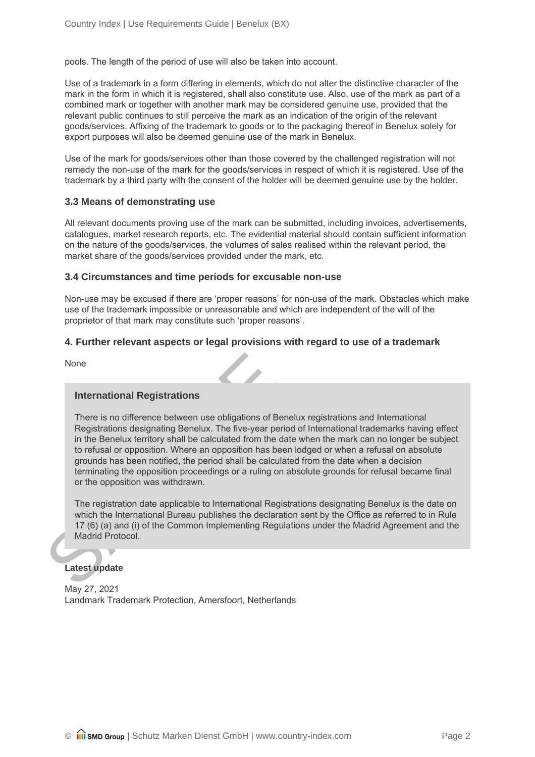pools. The length of the period of use will also be taken into account.

Use of a trademark in a form differing in elements, which do not alter the distinctive character of the mark in the form in which it is registered, shall also constitute use. Also, use of the mark as part of a combined mark or together with another mark may be considered genuine use, provided that the relevant public continues to still perceive the mark as an indication of the origin of the relevant goods/services. Affixing of the trademark to goods or to the packaging thereof in Benelux solely for export purposes will also be deemed genuine use of the mark in Benelux.

Use of the mark for goods/services other than those covered by the challenged registration will not remedy the non-use of the mark for the goods/services in respect of which it is registered. Use of the trademark by a third party with the consent of the holder will be deemed genuine use by the holder.

### 3.3 Means of demonstrating use

All relevant documents proving use of the mark can be submitted, including invoices, advertisements, catalogues, market research reports, etc. The evidential material should contain sufficient information on the nature of the goods/services, the volumes of sales realised within the relevant period, the market share of the goods/services provided under the mark, etc.

### 3.4 Circumstances and time periods for excusable non-use

Non-use may be excused if there are 'proper reasons' for non-use of the mark. Obstacles which make use of the trademark impossible or unreasonable and which are independent of the will of the proprietor of that mark may constitute such 'proper reasons'.

## 4. Further relevant aspects or legal provisions with regard to use of a trademark

None

### International Registrations

There is no difference between use obligations of Benelux registrations and International Registrations designating Benelux. The five-year period of International trademarks having effect in the Benelux territory shall be calculated from the date when the mark can no longer be subject to refusal or opposition. Where an opposition has been lodged or when a refusal on absolute grounds has been notified, the period shall be calculated from the date when a decision terminating the opposition proceedings or a ruling on absolute grounds for refusal became final or the opposition was withdrawn.

The registration date applicable to International Registrations designating Benelux is the date on which the International Bureau publishes the declaration sent by the Office as referred to in Rule 17 (6) (a) and (i) of the Common Implementing Regulations under the Madrid Agreement and the Madrid Protocol.

**Latest update**

May 27, 2021
Landmark Trademark Protection, Amersfoort, Netherlands